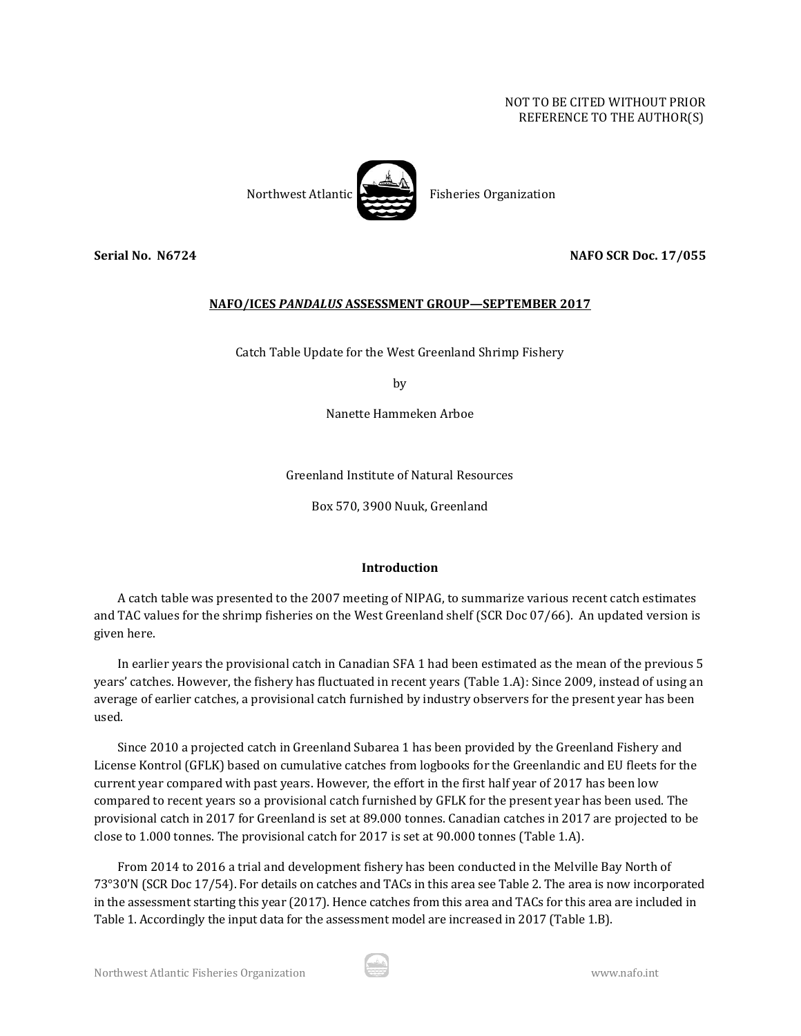NOT TO BE CITED WITHOUT PRIOR
REFERENCE TO THE AUTHOR(S)

Northwest Atlantic Fisheries Organization

**Serial No. N6724** **NAFO SCR Doc. 17/055**

**NAFO/ICES *PANDALUS* ASSESSMENT GROUP—SEPTEMBER 2017**

Catch Table Update for the West Greenland Shrimp Fishery

by

Nanette Hammeken Arboe

Greenland Institute of Natural Resources

Box 570, 3900 Nuuk, Greenland

## Introduction

A catch table was presented to the 2007 meeting of NIPAG, to summarize various recent catch estimates and TAC values for the shrimp fisheries on the West Greenland shelf (SCR Doc 07/66). An updated version is given here.

In earlier years the provisional catch in Canadian SFA 1 had been estimated as the mean of the previous 5 years' catches. However, the fishery has fluctuated in recent years (Table 1.A): Since 2009, instead of using an average of earlier catches, a provisional catch furnished by industry observers for the present year has been used.

Since 2010 a projected catch in Greenland Subarea 1 has been provided by the Greenland Fishery and License Kontrol (GFLK) based on cumulative catches from logbooks for the Greenlandic and EU fleets for the current year compared with past years. However, the effort in the first half year of 2017 has been low compared to recent years so a provisional catch furnished by GFLK for the present year has been used. The provisional catch in 2017 for Greenland is set at 89.000 tonnes. Canadian catches in 2017 are projected to be close to 1.000 tonnes. The provisional catch for 2017 is set at 90.000 tonnes (Table 1.A).

From 2014 to 2016 a trial and development fishery has been conducted in the Melville Bay North of 73°30'N (SCR Doc 17/54). For details on catches and TACs in this area see Table 2. The area is now incorporated in the assessment starting this year (2017). Hence catches from this area and TACs for this area are included in Table 1. Accordingly the input data for the assessment model are increased in 2017 (Table 1.B).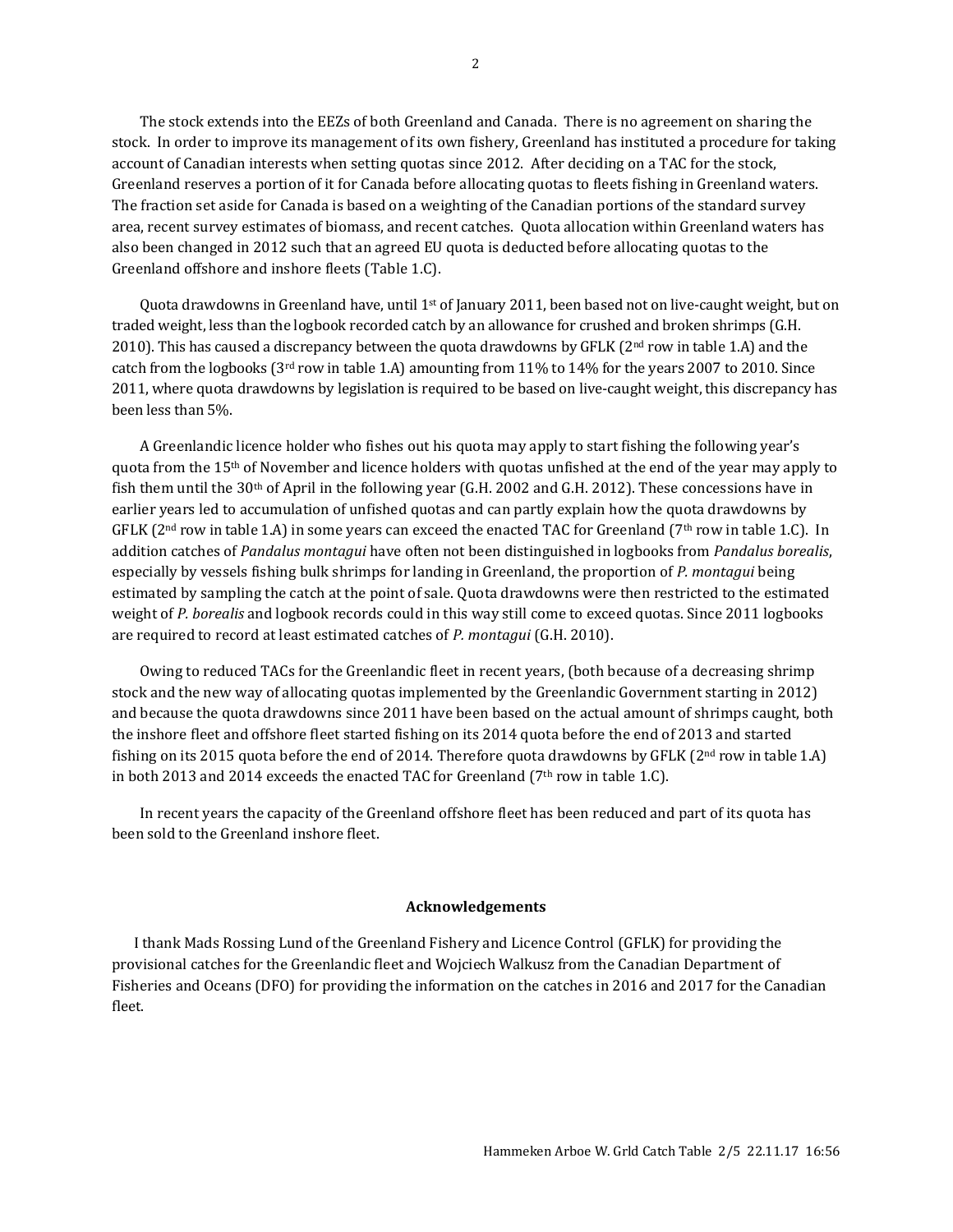The stock extends into the EEZs of both Greenland and Canada. There is no agreement on sharing the stock. In order to improve its management of its own fishery, Greenland has instituted a procedure for taking account of Canadian interests when setting quotas since 2012. After deciding on a TAC for the stock, Greenland reserves a portion of it for Canada before allocating quotas to fleets fishing in Greenland waters. The fraction set aside for Canada is based on a weighting of the Canadian portions of the standard survey area, recent survey estimates of biomass, and recent catches. Quota allocation within Greenland waters has also been changed in 2012 such that an agreed EU quota is deducted before allocating quotas to the Greenland offshore and inshore fleets (Table 1.C).

Quota drawdowns in Greenland have, until 1st of January 2011, been based not on live-caught weight, but on traded weight, less than the logbook recorded catch by an allowance for crushed and broken shrimps (G.H. 2010). This has caused a discrepancy between the quota drawdowns by GFLK (2nd row in table 1.A) and the catch from the logbooks (3rd row in table 1.A) amounting from 11% to 14% for the years 2007 to 2010. Since 2011, where quota drawdowns by legislation is required to be based on live-caught weight, this discrepancy has been less than 5%.

A Greenlandic licence holder who fishes out his quota may apply to start fishing the following year's quota from the 15th of November and licence holders with quotas unfished at the end of the year may apply to fish them until the 30th of April in the following year (G.H. 2002 and G.H. 2012). These concessions have in earlier years led to accumulation of unfished quotas and can partly explain how the quota drawdowns by GFLK (2nd row in table 1.A) in some years can exceed the enacted TAC for Greenland (7th row in table 1.C). In addition catches of *Pandalus montagui* have often not been distinguished in logbooks from *Pandalus borealis*, especially by vessels fishing bulk shrimps for landing in Greenland, the proportion of *P. montagui* being estimated by sampling the catch at the point of sale. Quota drawdowns were then restricted to the estimated weight of *P. borealis* and logbook records could in this way still come to exceed quotas. Since 2011 logbooks are required to record at least estimated catches of *P. montagui* (G.H. 2010).

Owing to reduced TACs for the Greenlandic fleet in recent years, (both because of a decreasing shrimp stock and the new way of allocating quotas implemented by the Greenlandic Government starting in 2012) and because the quota drawdowns since 2011 have been based on the actual amount of shrimps caught, both the inshore fleet and offshore fleet started fishing on its 2014 quota before the end of 2013 and started fishing on its 2015 quota before the end of 2014. Therefore quota drawdowns by GFLK (2nd row in table 1.A) in both 2013 and 2014 exceeds the enacted TAC for Greenland (7th row in table 1.C).

In recent years the capacity of the Greenland offshore fleet has been reduced and part of its quota has been sold to the Greenland inshore fleet.

## Acknowledgements

I thank Mads Rossing Lund of the Greenland Fishery and Licence Control (GFLK) for providing the provisional catches for the Greenlandic fleet and Wojciech Walkusz from the Canadian Department of Fisheries and Oceans (DFO) for providing the information on the catches in 2016 and 2017 for the Canadian fleet.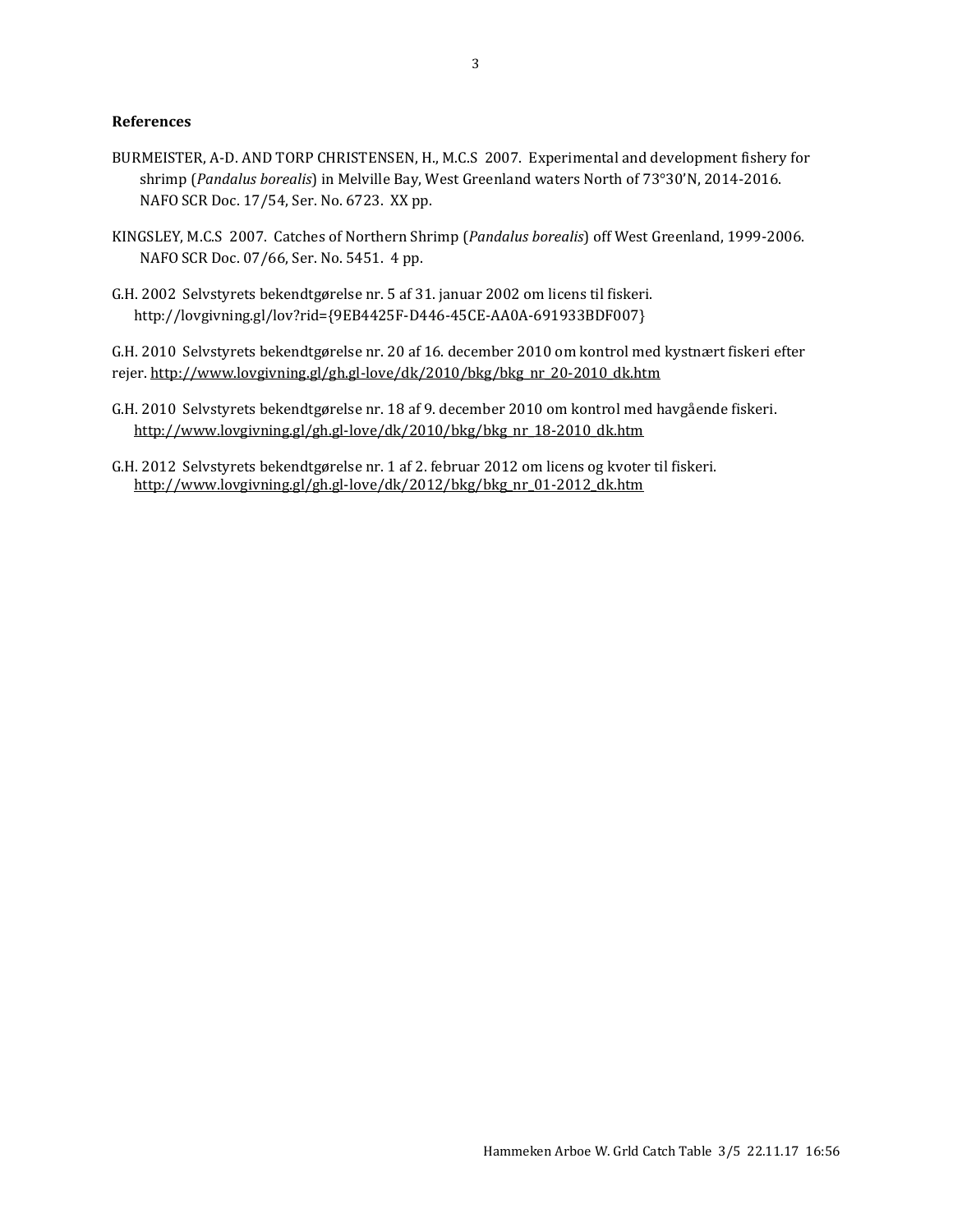**References**

BURMEISTER, A-D. AND TORP CHRISTENSEN, H., M.C.S 2007. Experimental and development fishery for shrimp (*Pandalus borealis*) in Melville Bay, West Greenland waters North of 73°30'N, 2014-2016. NAFO SCR Doc. 17/54, Ser. No. 6723. XX pp.

KINGSLEY, M.C.S 2007. Catches of Northern Shrimp (*Pandalus borealis*) off West Greenland, 1999-2006. NAFO SCR Doc. 07/66, Ser. No. 5451. 4 pp.

G.H. 2002 Selvstyrets bekendtgørelse nr. 5 af 31. januar 2002 om licens til fiskeri. http://lovgivning.gl/lov?rid={9EB4425F-D446-45CE-AA0A-691933BDF007}

G.H. 2010 Selvstyrets bekendtgørelse nr. 20 af 16. december 2010 om kontrol med kystnært fiskeri efter rejer. http://www.lovgivning.gl/gh.gl-love/dk/2010/bkg/bkg_nr_20-2010_dk.htm

G.H. 2010 Selvstyrets bekendtgørelse nr. 18 af 9. december 2010 om kontrol med havgående fiskeri. http://www.lovgivning.gl/gh.gl-love/dk/2010/bkg/bkg_nr_18-2010_dk.htm

G.H. 2012 Selvstyrets bekendtgørelse nr. 1 af 2. februar 2012 om licens og kvoter til fiskeri. http://www.lovgivning.gl/gh.gl-love/dk/2012/bkg/bkg_nr_01-2012_dk.htm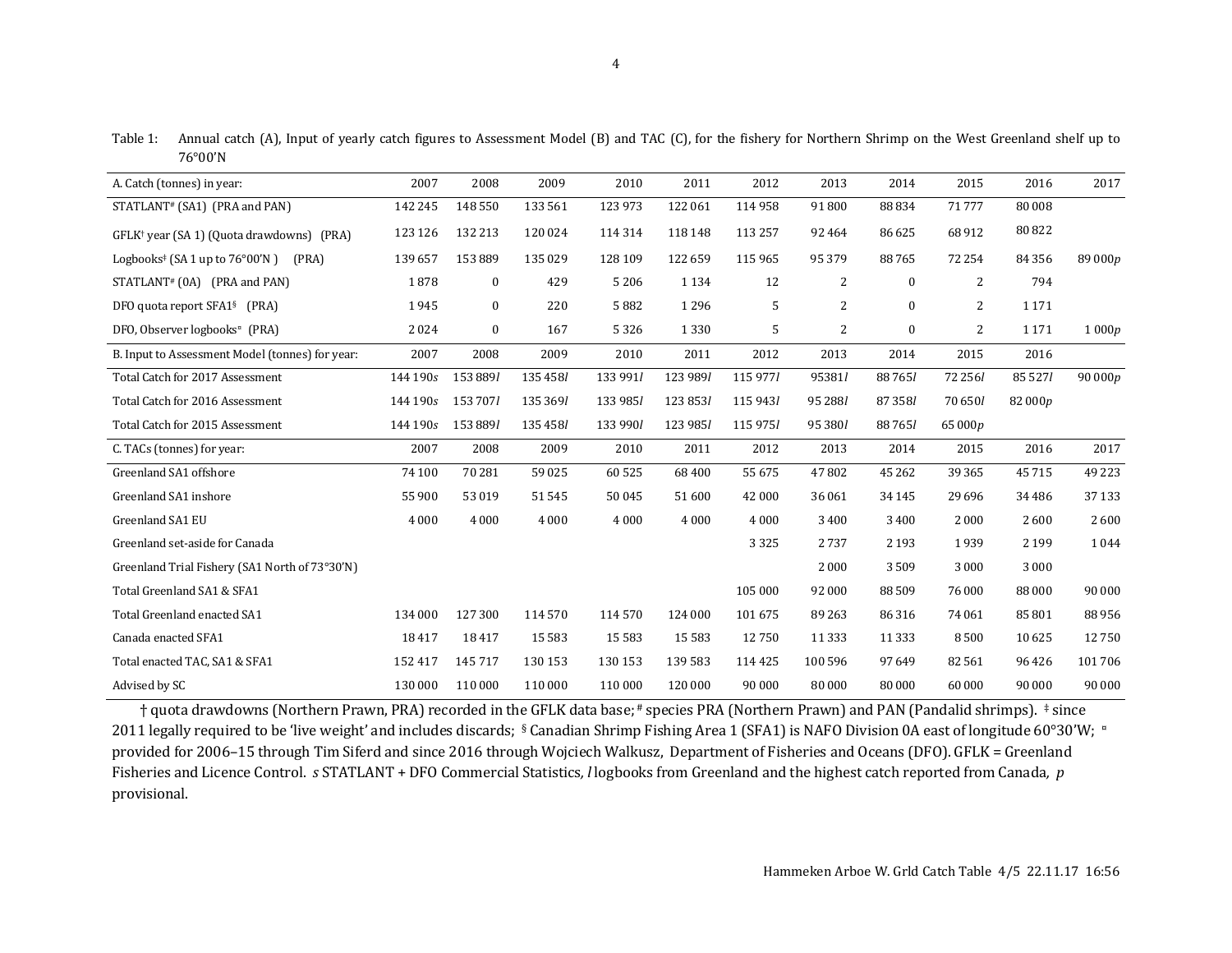Table 1: Annual catch (A), Input of yearly catch figures to Assessment Model (B) and TAC (C), for the fishery for Northern Shrimp on the West Greenland shelf up to 76°00'N

| A. Catch (tonnes) in year: | 2007 | 2008 | 2009 | 2010 | 2011 | 2012 | 2013 | 2014 | 2015 | 2016 | 2017 |
|---|---|---|---|---|---|---|---|---|---|---|---|
| STATLANT[#] (SA1) (PRA and PAN) | 142 245 | 148 550 | 133 561 | 123 973 | 122 061 | 114 958 | 91 800 | 88 834 | 71 777 | 80 008 | |
| GFLK[†] year (SA 1) (Quota drawdowns) (PRA) | 123 126 | 132 213 | 120 024 | 114 314 | 118 148 | 113 257 | 92 464 | 86 625 | 68 912 | 80 822 | |
| Logbooks[‡] (SA 1 up to 76°00'N ) (PRA) | 139 657 | 153 889 | 135 029 | 128 109 | 122 659 | 115 965 | 95 379 | 88 765 | 72 254 | 84 356 | 89 000*p* |
| STATLANT[#] (0A) (PRA and PAN) | 1 878 | 0 | 429 | 5 206 | 1 134 | 12 | 2 | 0 | 2 | 794 | |
| DFO quota report SFA1[§] (PRA) | 1 945 | 0 | 220 | 5 882 | 1 296 | 5 | 2 | 0 | 2 | 1 171 | |
| DFO, Observer logbooks[¤] (PRA) | 2 024 | 0 | 167 | 5 326 | 1 330 | 5 | 2 | 0 | 2 | 1 171 | 1 000*p* |
| **B. Input to Assessment Model (tonnes) for year:** | **2007** | **2008** | **2009** | **2010** | **2011** | **2012** | **2013** | **2014** | **2015** | **2016** | |
| Total Catch for 2017 Assessment | 144 190*s* | 153 889*l* | 135 458*l* | 133 991*l* | 123 989*l* | 115 977*l* | 95381*l* | 88 765*l* | 72 256*l* | 85 527*l* | 90 000*p* |
| Total Catch for 2016 Assessment | 144 190*s* | 153 707*l* | 135 369*l* | 133 985*l* | 123 853*l* | 115 943*l* | 95 288*l* | 87 358*l* | 70 650*l* | 82 000*p* | |
| Total Catch for 2015 Assessment | 144 190*s* | 153 889*l* | 135 458*l* | 133 990*l* | 123 985*l* | 115 975*l* | 95 380*l* | 88 765*l* | 65 000*p* | | |
| **C. TACs (tonnes) for year:** | **2007** | **2008** | **2009** | **2010** | **2011** | **2012** | **2013** | **2014** | **2015** | **2016** | **2017** |
| Greenland SA1 offshore | 74 100 | 70 281 | 59 025 | 60 525 | 68 400 | 55 675 | 47 802 | 45 262 | 39 365 | 45 715 | 49 223 |
| Greenland SA1 inshore | 55 900 | 53 019 | 51 545 | 50 045 | 51 600 | 42 000 | 36 061 | 34 145 | 29 696 | 34 486 | 37 133 |
| Greenland SA1 EU | 4 000 | 4 000 | 4 000 | 4 000 | 4 000 | 4 000 | 3 400 | 3 400 | 2 000 | 2 600 | 2 600 |
| Greenland set-aside for Canada | | | | | | 3 325 | 2 737 | 2 193 | 1 939 | 2 199 | 1 044 |
| Greenland Trial Fishery (SA1 North of 73°30'N) | | | | | | | 2 000 | 3 509 | 3 000 | 3 000 | |
| Total Greenland SA1 & SFA1 | | | | | | 105 000 | 92 000 | 88 509 | 76 000 | 88 000 | 90 000 |
| Total Greenland enacted SA1 | 134 000 | 127 300 | 114 570 | 114 570 | 124 000 | 101 675 | 89 263 | 86 316 | 74 061 | 85 801 | 88 956 |
| Canada enacted SFA1 | 18 417 | 18 417 | 15 583 | 15 583 | 15 583 | 12 750 | 11 333 | 11 333 | 8 500 | 10 625 | 12 750 |
| Total enacted TAC, SA1 & SFA1 | 152 417 | 145 717 | 130 153 | 130 153 | 139 583 | 114 425 | 100 596 | 97 649 | 82 561 | 96 426 | 101 706 |
| Advised by SC | 130 000 | 110 000 | 110 000 | 110 000 | 120 000 | 90 000 | 80 000 | 80 000 | 60 000 | 90 000 | 90 000 |

† quota drawdowns (Northern Prawn, PRA) recorded in the GFLK data base; # species PRA (Northern Prawn) and PAN (Pandalid shrimps). ‡ since 2011 legally required to be 'live weight' and includes discards; § Canadian Shrimp Fishing Area 1 (SFA1) is NAFO Division 0A east of longitude 60°30'W; ¤ provided for 2006–15 through Tim Siferd and since 2016 through Wojciech Walkusz, Department of Fisheries and Oceans (DFO). GFLK = Greenland Fisheries and Licence Control. *s* STATLANT + DFO Commercial Statistics, *l* logbooks from Greenland and the highest catch reported from Canada, *p* provisional.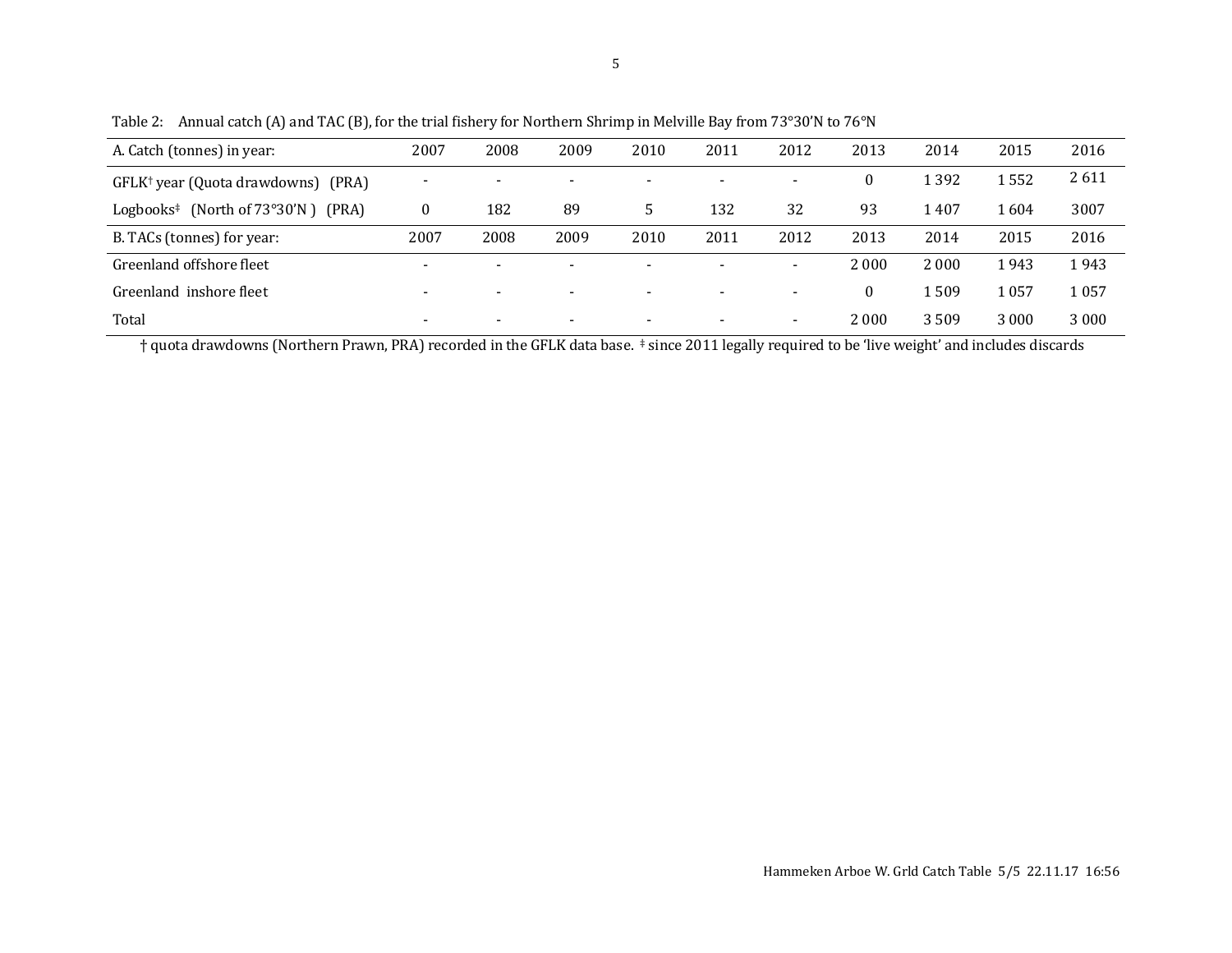Table 2: Annual catch (A) and TAC (B), for the trial fishery for Northern Shrimp in Melville Bay from 73°30'N to 76°N

| A. Catch (tonnes) in year: | 2007 | 2008 | 2009 | 2010 | 2011 | 2012 | 2013 | 2014 | 2015 | 2016 |
|---|---|---|---|---|---|---|---|---|---|---|
| GFLK† year (Quota drawdowns) (PRA) | - | - | - | - | - | - | 0 | 1 392 | 1 552 | 2 611 |
| Logbooks‡ (North of 73°30'N ) (PRA) | 0 | 182 | 89 | 5 | 132 | 32 | 93 | 1 407 | 1 604 | 3007 |
| **B. TACs (tonnes) for year:** | **2007** | **2008** | **2009** | **2010** | **2011** | **2012** | **2013** | **2014** | **2015** | **2016** |
| Greenland offshore fleet | - | - | - | - | - | - | 2 000 | 2 000 | 1 943 | 1 943 |
| Greenland inshore fleet | - | - | - | - | - | - | 0 | 1 509 | 1 057 | 1 057 |
| Total | - | - | - | - | - | - | 2 000 | 3 509 | 3 000 | 3 000 |

† quota drawdowns (Northern Prawn, PRA) recorded in the GFLK data base. ‡ since 2011 legally required to be 'live weight' and includes discards